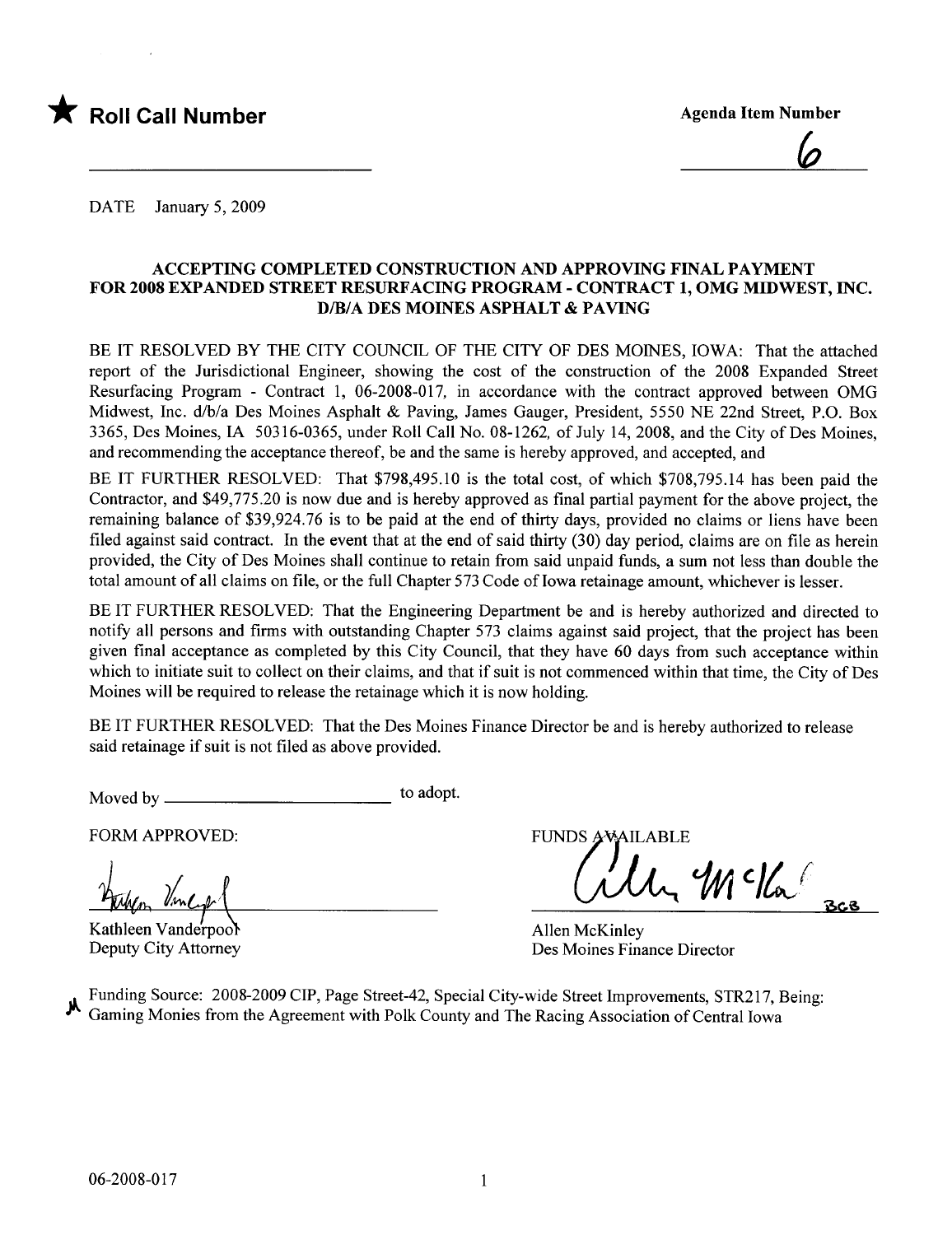★ **Roll Call Number**

**Agenda Item Number**

6

DATE January 5, 2009

**ACCEPTING COMPLETED CONSTRUCTION AND APPROVING FINAL PAYMENT FOR 2008 EXPANDED STREET RESURFACING PROGRAM - CONTRACT 1, OMG MIDWEST, INC. D/B/A DES MOINES ASPHALT & PAVING**

BE IT RESOLVED BY THE CITY COUNCIL OF THE CITY OF DES MOINES, IOWA: That the attached report of the Jurisdictional Engineer, showing the cost of the construction of the 2008 Expanded Street Resurfacing Program - Contract 1, 06-2008-017, in accordance with the contract approved between OMG Midwest, Inc. d/b/a Des Moines Asphalt & Paving, James Gauger, President, 5550 NE 22nd Street, P.O. Box 3365, Des Moines, IA 50316-0365, under Roll Call No. 08-1262, of July 14, 2008, and the City of Des Moines, and recommending the acceptance thereof, be and the same is hereby approved, and accepted, and

BE IT FURTHER RESOLVED: That $798,495.10 is the total cost, of which $708,795.14 has been paid the Contractor, and $49,775.20 is now due and is hereby approved as final partial payment for the above project, the remaining balance of $39,924.76 is to be paid at the end of thirty days, provided no claims or liens have been filed against said contract. In the event that at the end of said thirty (30) day period, claims are on file as herein provided, the City of Des Moines shall continue to retain from said unpaid funds, a sum not less than double the total amount of all claims on file, or the full Chapter 573 Code of Iowa retainage amount, whichever is lesser.

BE IT FURTHER RESOLVED: That the Engineering Department be and is hereby authorized and directed to notify all persons and firms with outstanding Chapter 573 claims against said project, that the project has been given final acceptance as completed by this City Council, that they have 60 days from such acceptance within which to initiate suit to collect on their claims, and that if suit is not commenced within that time, the City of Des Moines will be required to release the retainage which it is now holding.

BE IT FURTHER RESOLVED: That the Des Moines Finance Director be and is hereby authorized to release said retainage if suit is not filed as above provided.

Moved by ________________________ to adopt.

FORM APPROVED:

Kathleen Vanderpool
Deputy City Attorney

FUNDS AVAILABLE

Allen McKinley
Des Moines Finance Director

Funding Source: 2008-2009 CIP, Page Street-42, Special City-wide Street Improvements, STR217, Being: Gaming Monies from the Agreement with Polk County and The Racing Association of Central Iowa

06-2008-017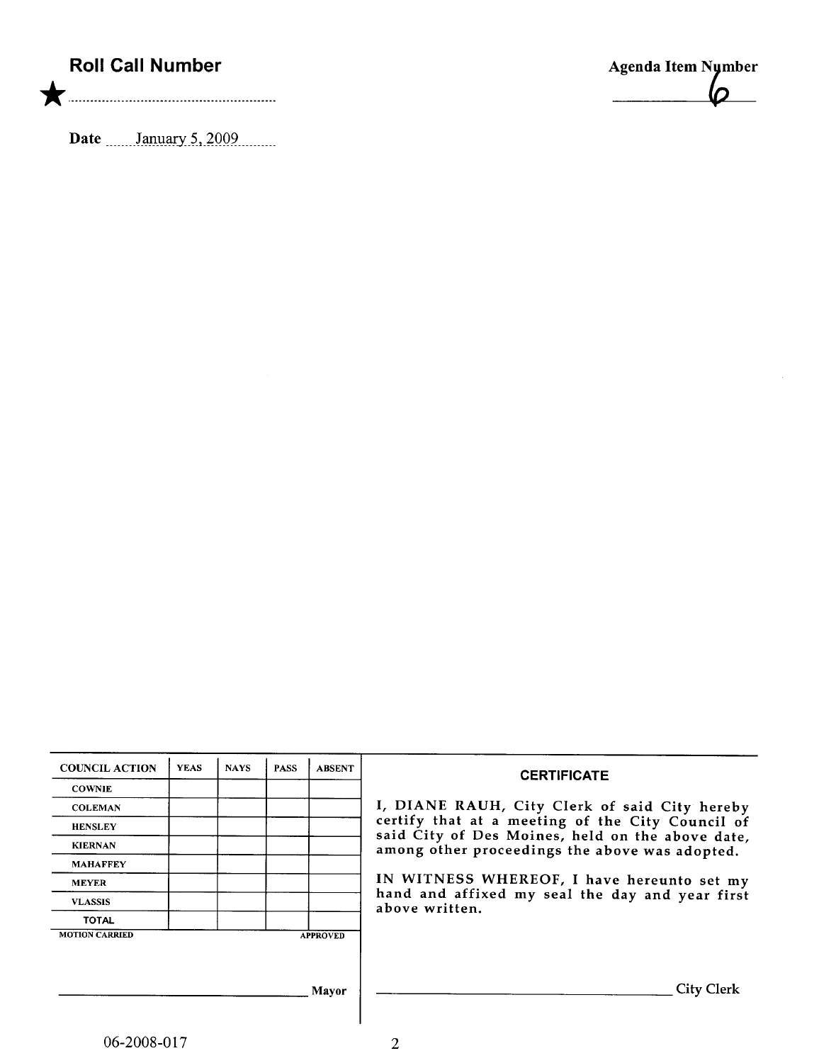**Roll Call Number**

★ ........................................................

**Date** January 5, 2009

**Agenda Item Number**

6

| COUNCIL ACTION | YEAS | NAYS | PASS | ABSENT |
|---|---|---|---|---|
| COWNIE | | | | |
| COLEMAN | | | | |
| HENSLEY | | | | |
| KIERNAN | | | | |
| MAHAFFEY | | | | |
| MEYER | | | | |
| VLASSIS | | | | |
| TOTAL | | | | |

MOTION CARRIED APPROVED

______________________________ Mayor

**CERTIFICATE**

I, DIANE RAUH, City Clerk of said City hereby certify that at a meeting of the City Council of said City of Des Moines, held on the above date, among other proceedings the above was adopted.

IN WITNESS WHEREOF, I have hereunto set my hand and affixed my seal the day and year first above written.

______________________________ City Clerk

06-2008-017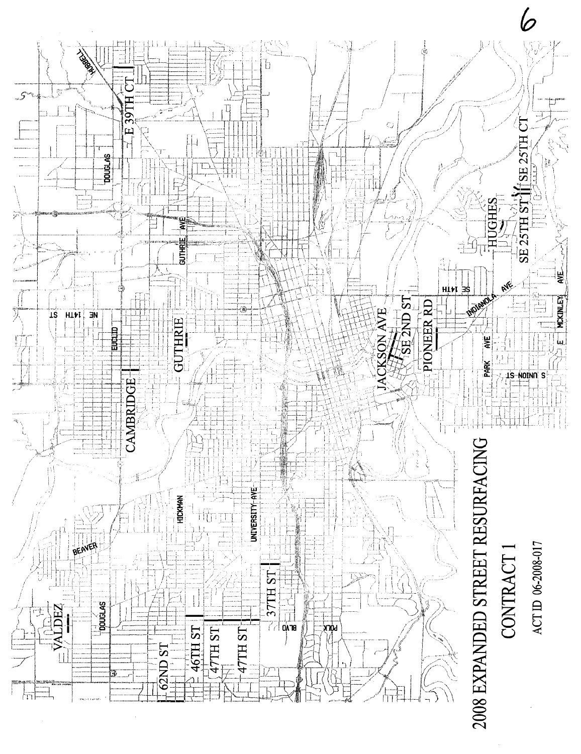# 2008 EXPANDED STREET RESURFACING

## CONTRACT 1

ACT ID 06-2008-017

VALDEZ

62ND ST

46TH ST

47TH ST

47TH ST

37TH ST

CAMBRIDGE

GUTHRIE

E 39TH CT

JACKSON AVE

SE 2ND ST

PIONEER RD

HUGHES

SE 25TH ST

SE 25TH CT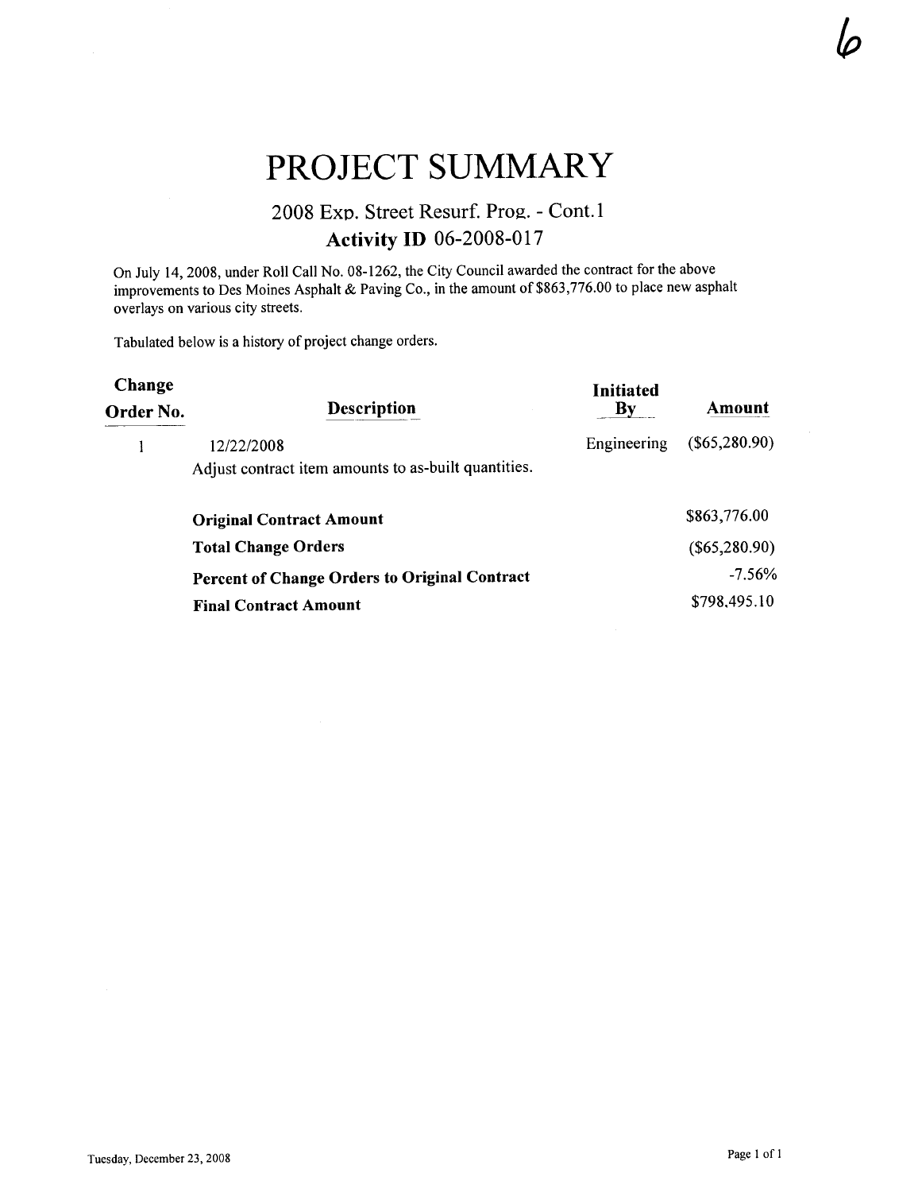# PROJECT SUMMARY

## 2008 Exp. Street Resurf. Prog. - Cont.1

### Activity ID 06-2008-017

On July 14, 2008, under Roll Call No. 08-1262, the City Council awarded the contract for the above improvements to Des Moines Asphalt & Paving Co., in the amount of $863,776.00 to place new asphalt overlays on various city streets.

Tabulated below is a history of project change orders.

| Change Order No. | Description | Initiated By | Amount |
|---|---|---|---|
| 1 | 12/22/2008<br>Adjust contract item amounts to as-built quantities. | Engineering | ($65,280.90) |
| | **Original Contract Amount** | | $863,776.00 |
| | **Total Change Orders** | | ($65,280.90) |
| | **Percent of Change Orders to Original Contract** | | -7.56% |
| | **Final Contract Amount** | | $798,495.10 |

Tuesday, December 23, 2008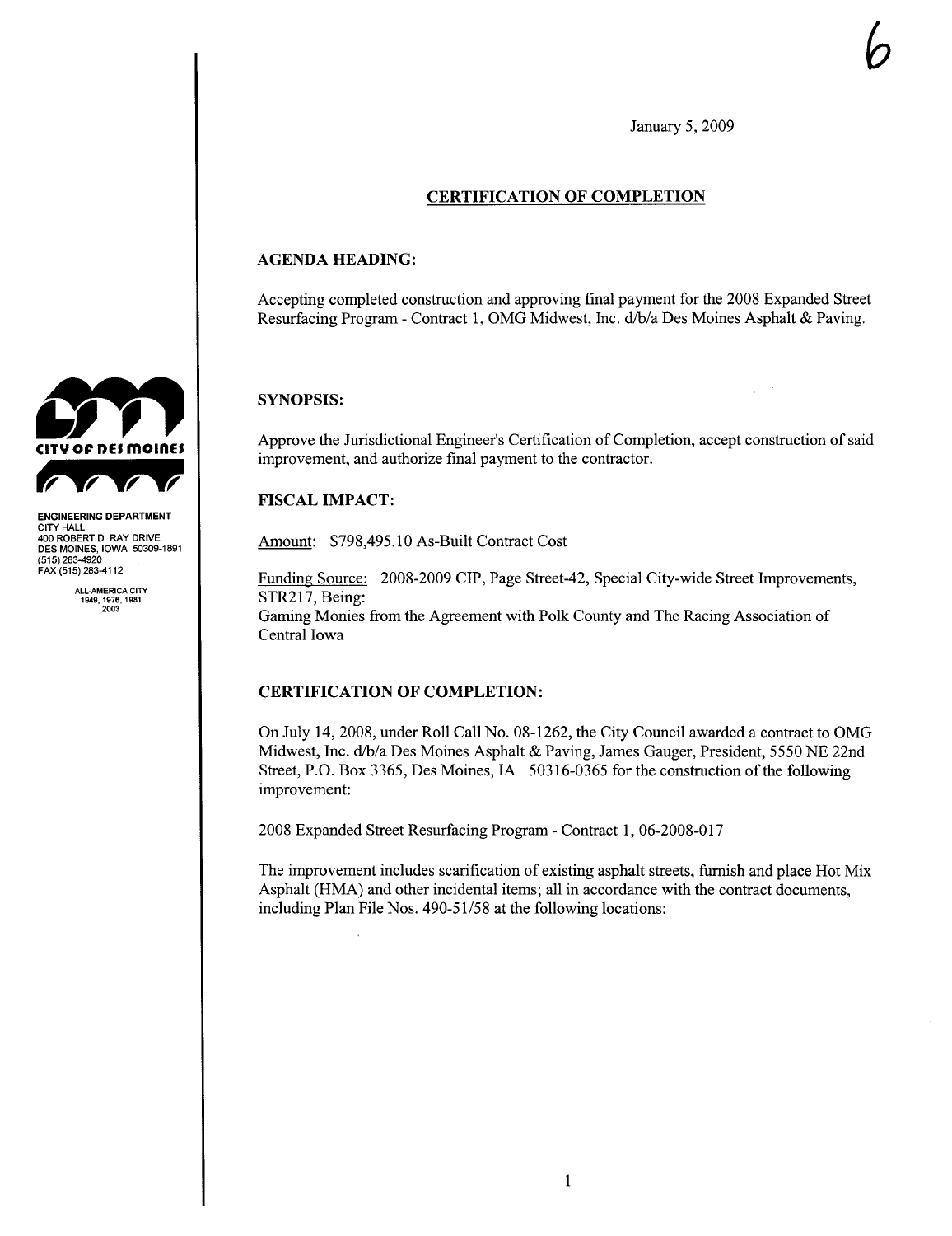6

January 5, 2009

## CERTIFICATION OF COMPLETION

**CITY OF DES MOINES**

**ENGINEERING DEPARTMENT**
CITY HALL
400 ROBERT D. RAY DRIVE
DES MOINES, IOWA 50309-1891
(515) 283-4920
FAX (515) 283-4112

ALL-AMERICA CITY
1949, 1976, 1981
2003

### AGENDA HEADING:

Accepting completed construction and approving final payment for the 2008 Expanded Street Resurfacing Program - Contract 1, OMG Midwest, Inc. d/b/a Des Moines Asphalt & Paving.

### SYNOPSIS:

Approve the Jurisdictional Engineer's Certification of Completion, accept construction of said improvement, and authorize final payment to the contractor.

### FISCAL IMPACT:

Amount: $798,495.10 As-Built Contract Cost

Funding Source: 2008-2009 CIP, Page Street-42, Special City-wide Street Improvements, STR217, Being:
Gaming Monies from the Agreement with Polk County and The Racing Association of Central Iowa

### CERTIFICATION OF COMPLETION:

On July 14, 2008, under Roll Call No. 08-1262, the City Council awarded a contract to OMG Midwest, Inc. d/b/a Des Moines Asphalt & Paving, James Gauger, President, 5550 NE 22nd Street, P.O. Box 3365, Des Moines, IA 50316-0365 for the construction of the following improvement:

2008 Expanded Street Resurfacing Program - Contract 1, 06-2008-017

The improvement includes scarification of existing asphalt streets, furnish and place Hot Mix Asphalt (HMA) and other incidental items; all in accordance with the contract documents, including Plan File Nos. 490-51/58 at the following locations: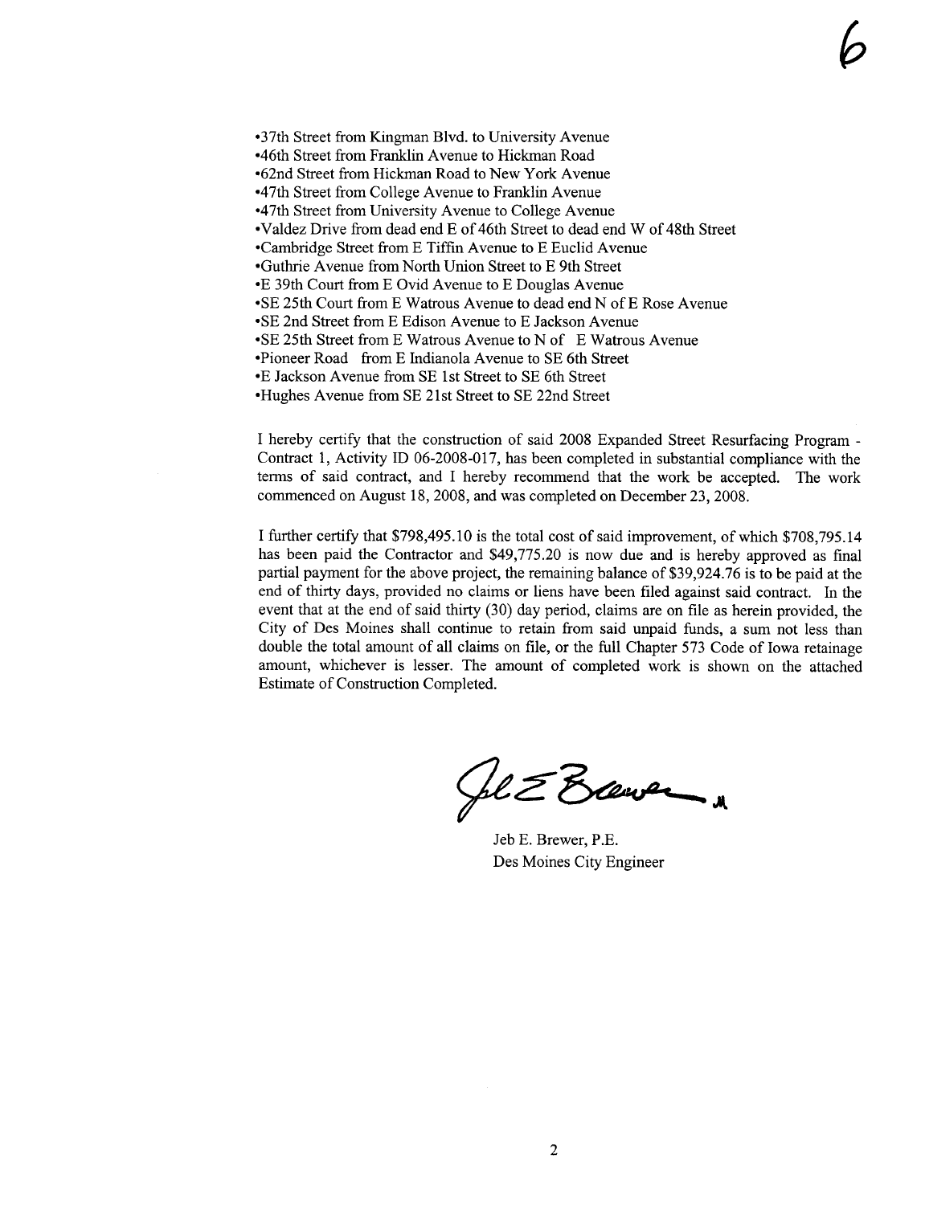- 37th Street from Kingman Blvd. to University Avenue
- 46th Street from Franklin Avenue to Hickman Road
- 62nd Street from Hickman Road to New York Avenue
- 47th Street from College Avenue to Franklin Avenue
- 47th Street from University Avenue to College Avenue
- Valdez Drive from dead end E of 46th Street to dead end W of 48th Street
- Cambridge Street from E Tiffin Avenue to E Euclid Avenue
- Guthrie Avenue from North Union Street to E 9th Street
- E 39th Court from E Ovid Avenue to E Douglas Avenue
- SE 25th Court from E Watrous Avenue to dead end N of E Rose Avenue
- SE 2nd Street from E Edison Avenue to E Jackson Avenue
- SE 25th Street from E Watrous Avenue to N of E Watrous Avenue
- Pioneer Road from E Indianola Avenue to SE 6th Street
- E Jackson Avenue from SE 1st Street to SE 6th Street
- Hughes Avenue from SE 21st Street to SE 22nd Street

I hereby certify that the construction of said 2008 Expanded Street Resurfacing Program - Contract 1, Activity ID 06-2008-017, has been completed in substantial compliance with the terms of said contract, and I hereby recommend that the work be accepted. The work commenced on August 18, 2008, and was completed on December 23, 2008.

I further certify that $798,495.10 is the total cost of said improvement, of which $708,795.14 has been paid the Contractor and $49,775.20 is now due and is hereby approved as final partial payment for the above project, the remaining balance of $39,924.76 is to be paid at the end of thirty days, provided no claims or liens have been filed against said contract. In the event that at the end of said thirty (30) day period, claims are on file as herein provided, the City of Des Moines shall continue to retain from said unpaid funds, a sum not less than double the total amount of all claims on file, or the full Chapter 573 Code of Iowa retainage amount, whichever is lesser. The amount of completed work is shown on the attached Estimate of Construction Completed.

Jeb E. Brewer, P.E.
Des Moines City Engineer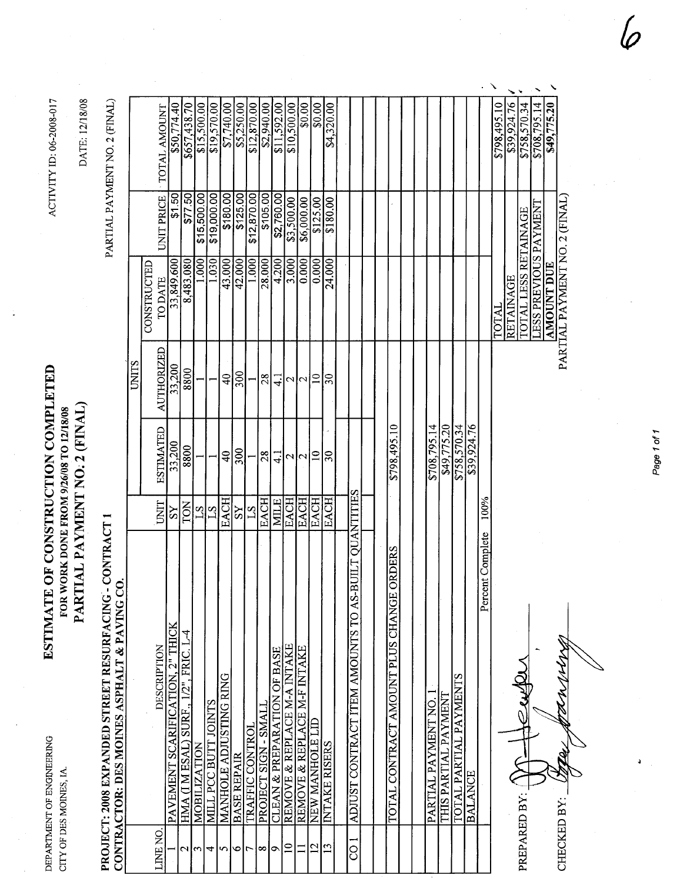DEPARTMENT OF ENGINEERING
CITY OF DES MOINES, IA.

# ESTIMATE OF CONSTRUCTION COMPLETED

FOR WORK DONE FROM 9/26/08 TO 12/18/08

## PARTIAL PAYMENT NO. 2 (FINAL)

ACTIVITY ID: 06-2008-017

DATE: 12/18/08

**PROJECT: 2008 EXPANDED STREET RESURFACING - CONTRACT 1**
**CONTRACTOR: DES MOINES ASPHALT & PAVING CO.**

PARTIAL PAYMENT NO. 2 (FINAL)

6

| LINE NO. | DESCRIPTION | UNIT | UNITS ESTIMATED | UNITS AUTHORIZED | CONSTRUCTED TO DATE | UNIT PRICE | TOTAL AMOUNT |
|---|---|---|---|---|---|---|---|
| 1 | PAVEMENT SCARIFICATION, 2" THICK | SY | 33,200 | 33,200 | 33,849.600 | $1.50 | $50,774.40 |
| 2 | HMA (1M ESAL) SURF., 1/2", FRIC. L-4 | TON | 8800 | 8800 | 8,483.080 | $77.50 | $657,438.70 |
| 3 | MOBILIZATION | LS | 1 | 1 | 1.000 | $15,500.00 | $15,500.00 |
| 4 | MILL PCC BUTT JOINTS | LS | 1 | 1 | 1.030 | $19,000.00 | $19,570.00 |
| 5 | MANHOLE ADJUSTING RING | EACH | 40 | 40 | 43.000 | $180.00 | $7,740.00 |
| 6 | BASE REPAIR | SY | 300 | 300 | 42.000 | $125.00 | $5,250.00 |
| 7 | TRAFFIC CONTROL | LS | 1 | 1 | 1.000 | $12,870.00 | $12,870.00 |
| 8 | PROJECT SIGN - SMALL | EACH | 28 | 28 | 28.000 | $105.00 | $2,940.00 |
| 9 | CLEAN & PREPARATION OF BASE | MILE | 4.1 | 4.1 | 4.200 | $2,760.00 | $11,592.00 |
| 10 | REMOVE & REPLACE M-A INTAKE | EACH | 2 | 2 | 3.000 | $3,500.00 | $10,500.00 |
| 11 | REMOVE & REPLACE M-F INTAKE | EACH | 2 | 2 | 0.000 | $6,000.00 | $0.00 |
| 12 | NEW MANHOLE LID | EACH | 10 | 10 | 0.000 | $125.00 | $0.00 |
| 13 | INTAKE RISERS | EACH | 30 | 30 | 24.000 | $180.00 | $4,320.00 |
| CO 1 | ADJUST CONTRACT ITEM AMOUNTS TO AS-BUILT QUANTITIES | | | | | | |
| | TOTAL CONTRACT AMOUNT PLUS CHANGE ORDERS | | $798,495.10 | | | | |
| | PARTIAL PAYMENT NO. 1 | | $708,795.14 | | | | |
| | THIS PARTIAL PAYMENT | | $49,775.20 | | | | |
| | TOTAL PARTIAL PAYMENTS | | $758,570.34 | | | | |
| | BALANCE | | $39,924.76 | | | | |
| | Percent Complete 100% | | | | | | |

| | |
|---|---|
| TOTAL | $798,495.10 |
| RETAINAGE | $39,924.76 |
| TOTAL LESS RETAINAGE | $758,570.34 |
| LESS PREVIOUS PAYMENT | $708,795.14 |
| AMOUNT DUE | $49,775.20 |

PARTIAL PAYMENT NO. 2 (FINAL)

PREPARED BY: [signature]

CHECKED BY: [signature]